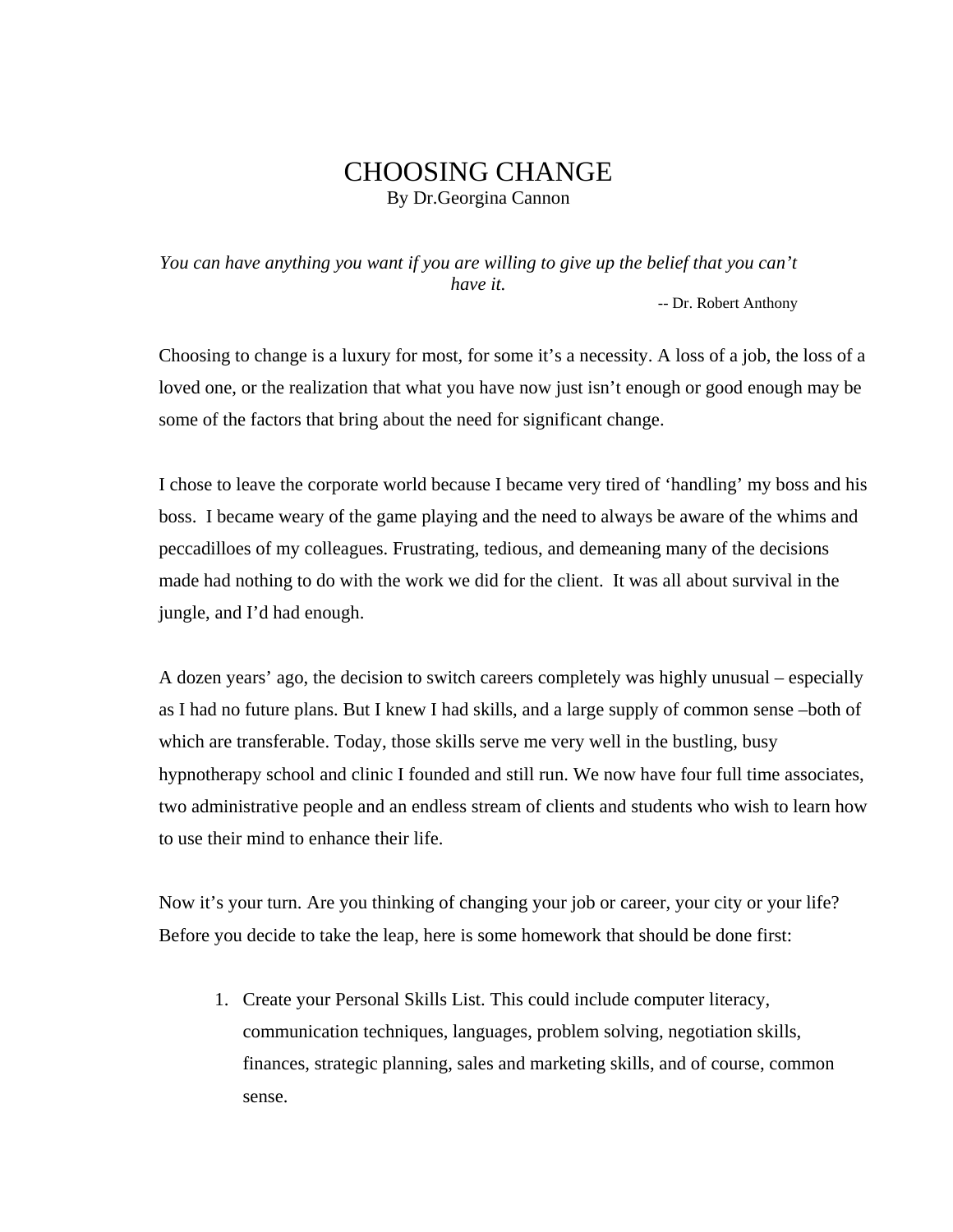# CHOOSING CHANGE

By Dr.Georgina Cannon

*You can have anything you want if you are willing to give up the belief that you can't have it.*

-- Dr. Robert Anthony

Choosing to change is a luxury for most, for some it's a necessity. A loss of a job, the loss of a loved one, or the realization that what you have now just isn't enough or good enough may be some of the factors that bring about the need for significant change.

I chose to leave the corporate world because I became very tired of 'handling' my boss and his boss. I became weary of the game playing and the need to always be aware of the whims and peccadilloes of my colleagues. Frustrating, tedious, and demeaning many of the decisions made had nothing to do with the work we did for the client. It was all about survival in the jungle, and I'd had enough.

A dozen years' ago, the decision to switch careers completely was highly unusual – especially as I had no future plans. But I knew I had skills, and a large supply of common sense –both of which are transferable. Today, those skills serve me very well in the bustling, busy hypnotherapy school and clinic I founded and still run. We now have four full time associates, two administrative people and an endless stream of clients and students who wish to learn how to use their mind to enhance their life.

Now it's your turn. Are you thinking of changing your job or career, your city or your life? Before you decide to take the leap, here is some homework that should be done first:

1. Create your Personal Skills List. This could include computer literacy, communication techniques, languages, problem solving, negotiation skills, finances, strategic planning, sales and marketing skills, and of course, common sense.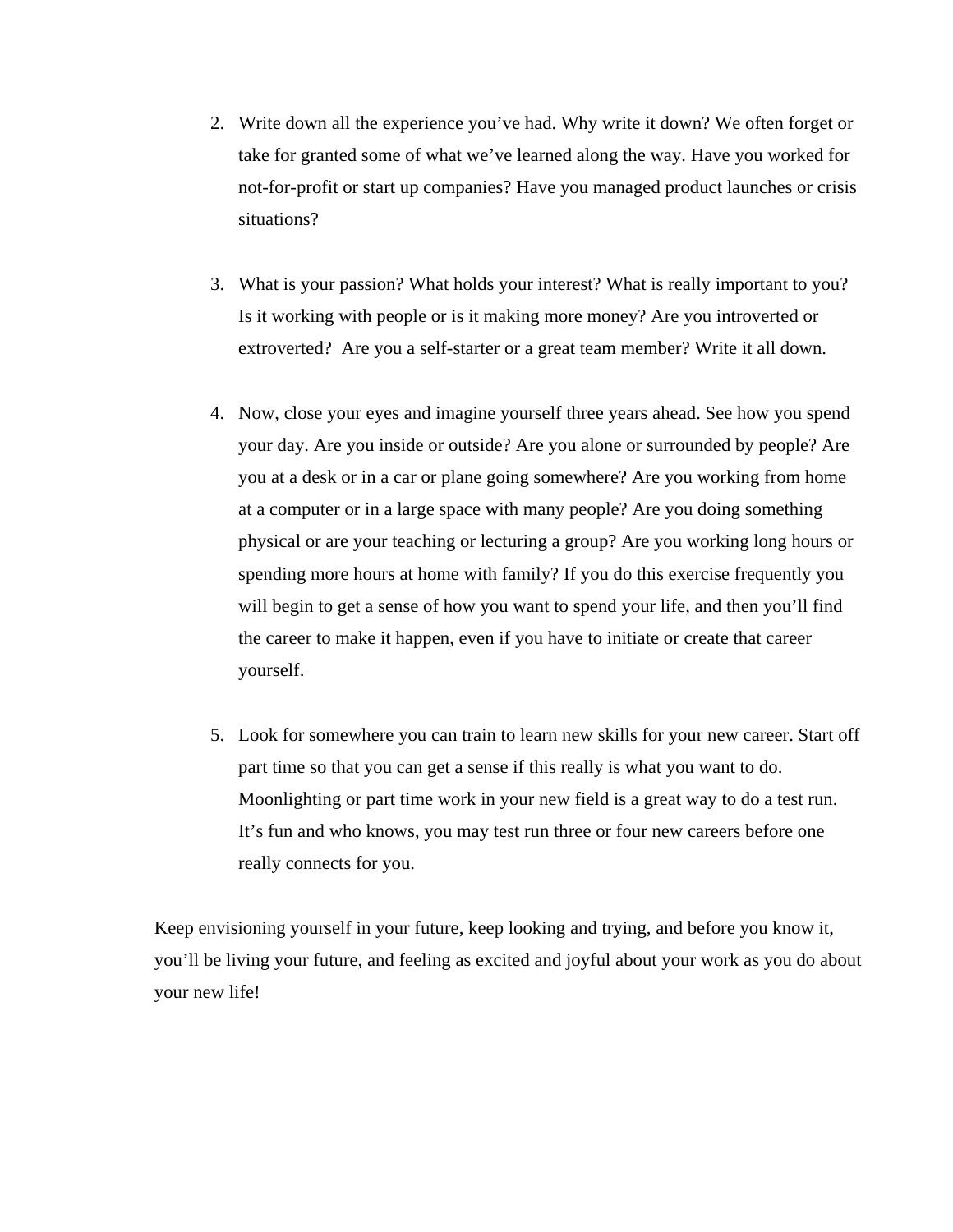2. Write down all the experience you've had. Why write it down? We often forget or take for granted some of what we've learned along the way. Have you worked for not-for-profit or start up companies? Have you managed product launches or crisis situations?

3. What is your passion? What holds your interest? What is really important to you? Is it working with people or is it making more money? Are you introverted or extroverted? Are you a self-starter or a great team member? Write it all down.

4. Now, close your eyes and imagine yourself three years ahead. See how you spend your day. Are you inside or outside? Are you alone or surrounded by people? Are you at a desk or in a car or plane going somewhere? Are you working from home at a computer or in a large space with many people? Are you doing something physical or are your teaching or lecturing a group? Are you working long hours or spending more hours at home with family? If you do this exercise frequently you will begin to get a sense of how you want to spend your life, and then you'll find the career to make it happen, even if you have to initiate or create that career yourself.

5. Look for somewhere you can train to learn new skills for your new career. Start off part time so that you can get a sense if this really is what you want to do. Moonlighting or part time work in your new field is a great way to do a test run. It's fun and who knows, you may test run three or four new careers before one really connects for you.

Keep envisioning yourself in your future, keep looking and trying, and before you know it, you'll be living your future, and feeling as excited and joyful about your work as you do about your new life!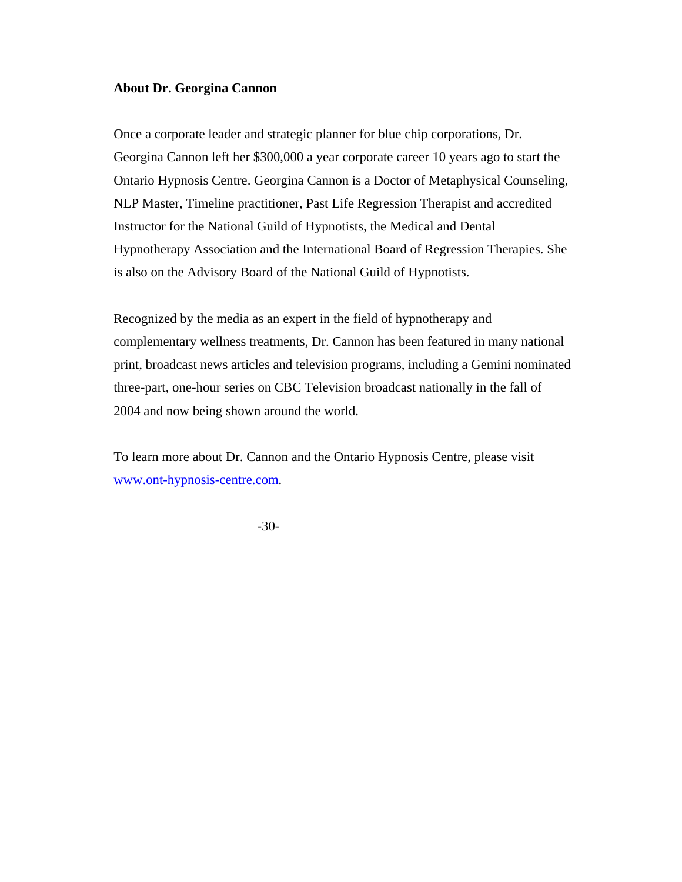**About Dr. Georgina Cannon**

Once a corporate leader and strategic planner for blue chip corporations, Dr. Georgina Cannon left her $300,000 a year corporate career 10 years ago to start the Ontario Hypnosis Centre. Georgina Cannon is a Doctor of Metaphysical Counseling, NLP Master, Timeline practitioner, Past Life Regression Therapist and accredited Instructor for the National Guild of Hypnotists, the Medical and Dental Hypnotherapy Association and the International Board of Regression Therapies. She is also on the Advisory Board of the National Guild of Hypnotists.

Recognized by the media as an expert in the field of hypnotherapy and complementary wellness treatments, Dr. Cannon has been featured in many national print, broadcast news articles and television programs, including a Gemini nominated three-part, one-hour series on CBC Television broadcast nationally in the fall of 2004 and now being shown around the world.

To learn more about Dr. Cannon and the Ontario Hypnosis Centre, please visit [www.ont-hypnosis-centre.com](http://www.ont-hypnosis-centre.com).

-30-